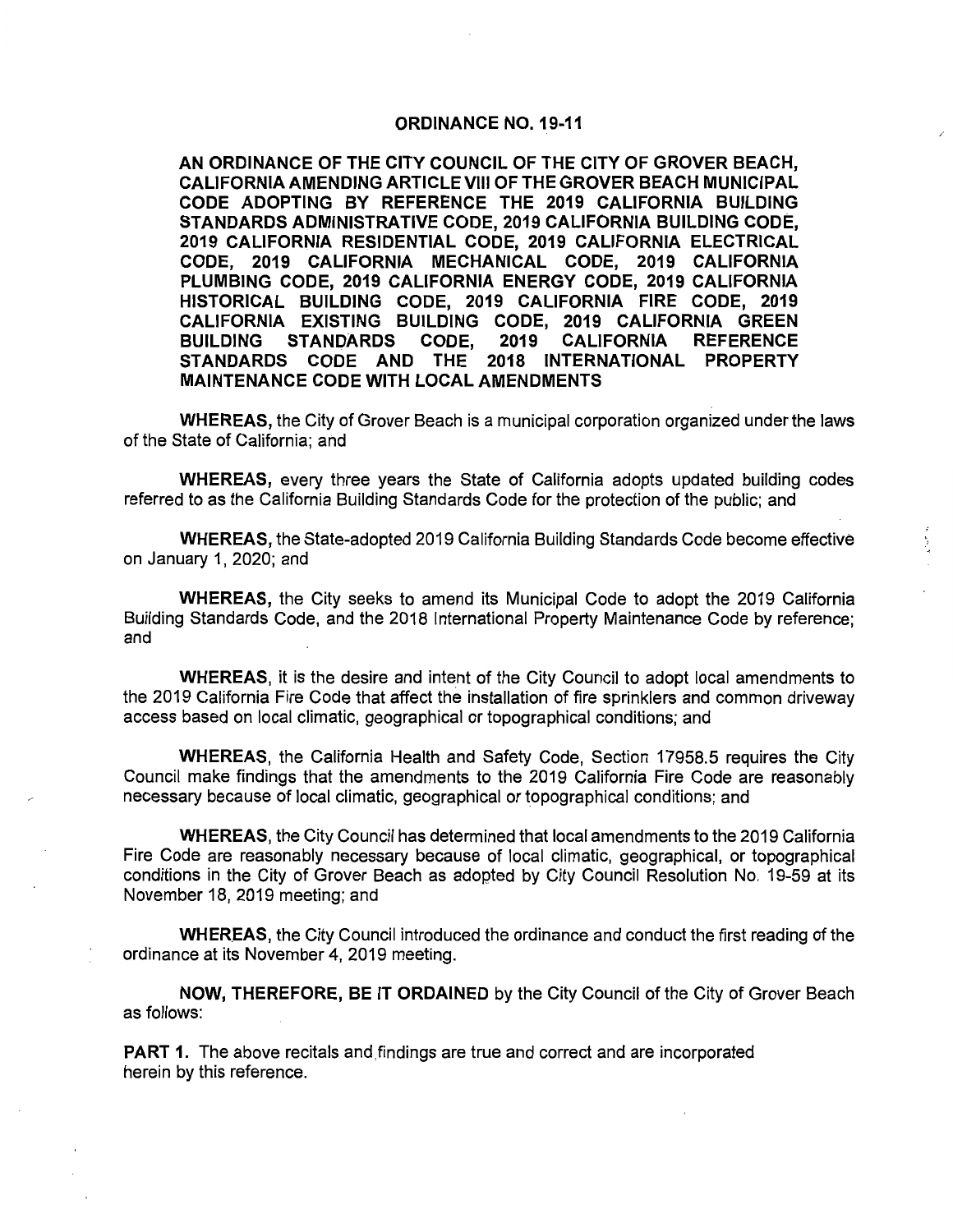# ORDINANCE NO. 19-11

**AN ORDINANCE OF THE CITY COUNCIL OF THE CITY OF GROVER BEACH, CALIFORNIA AMENDING ARTICLE VIII OF THE GROVER BEACH MUNICIPAL CODE ADOPTING BY REFERENCE THE 2019 CALIFORNIA BUILDING STANDARDS ADMINISTRATIVE CODE, 2019 CALIFORNIA BUILDING CODE, 2019 CALIFORNIA RESIDENTIAL CODE, 2019 CALIFORNIA ELECTRICAL CODE, 2019 CALIFORNIA MECHANICAL CODE, 2019 CALIFORNIA PLUMBING CODE, 2019 CALIFORNIA ENERGY CODE, 2019 CALIFORNIA HISTORICAL BUILDING CODE, 2019 CALIFORNIA FIRE CODE, 2019 CALIFORNIA EXISTING BUILDING CODE, 2019 CALIFORNIA GREEN BUILDING STANDARDS CODE, 2019 CALIFORNIA REFERENCE STANDARDS CODE AND THE 2018 INTERNATIONAL PROPERTY MAINTENANCE CODE WITH LOCAL AMENDMENTS**

**WHEREAS,** the City of Grover Beach is a municipal corporation organized under the laws of the State of California; and

**WHEREAS,** every three years the State of California adopts updated building codes referred to as the California Building Standards Code for the protection of the public; and

**WHEREAS,** the State-adopted 2019 California Building Standards Code become effective on January 1, 2020; and

**WHEREAS,** the City seeks to amend its Municipal Code to adopt the 2019 California Building Standards Code, and the 2018 International Property Maintenance Code by reference; and

**WHEREAS,** it is the desire and intent of the City Council to adopt local amendments to the 2019 California Fire Code that affect the installation of fire sprinklers and common driveway access based on local climatic, geographical or topographical conditions; and

**WHEREAS,** the California Health and Safety Code, Section 17958.5 requires the City Council make findings that the amendments to the 2019 California Fire Code are reasonably necessary because of local climatic, geographical or topographical conditions; and

**WHEREAS,** the City Council has determined that local amendments to the 2019 California Fire Code are reasonably necessary because of local climatic, geographical, or topographical conditions in the City of Grover Beach as adopted by City Council Resolution No. 19-59 at its November 18, 2019 meeting; and

**WHEREAS,** the City Council introduced the ordinance and conduct the first reading of the ordinance at its November 4, 2019 meeting.

**NOW, THEREFORE, BE IT ORDAINED** by the City Council of the City of Grover Beach as follows:

**PART 1.** The above recitals and findings are true and correct and are incorporated herein by this reference.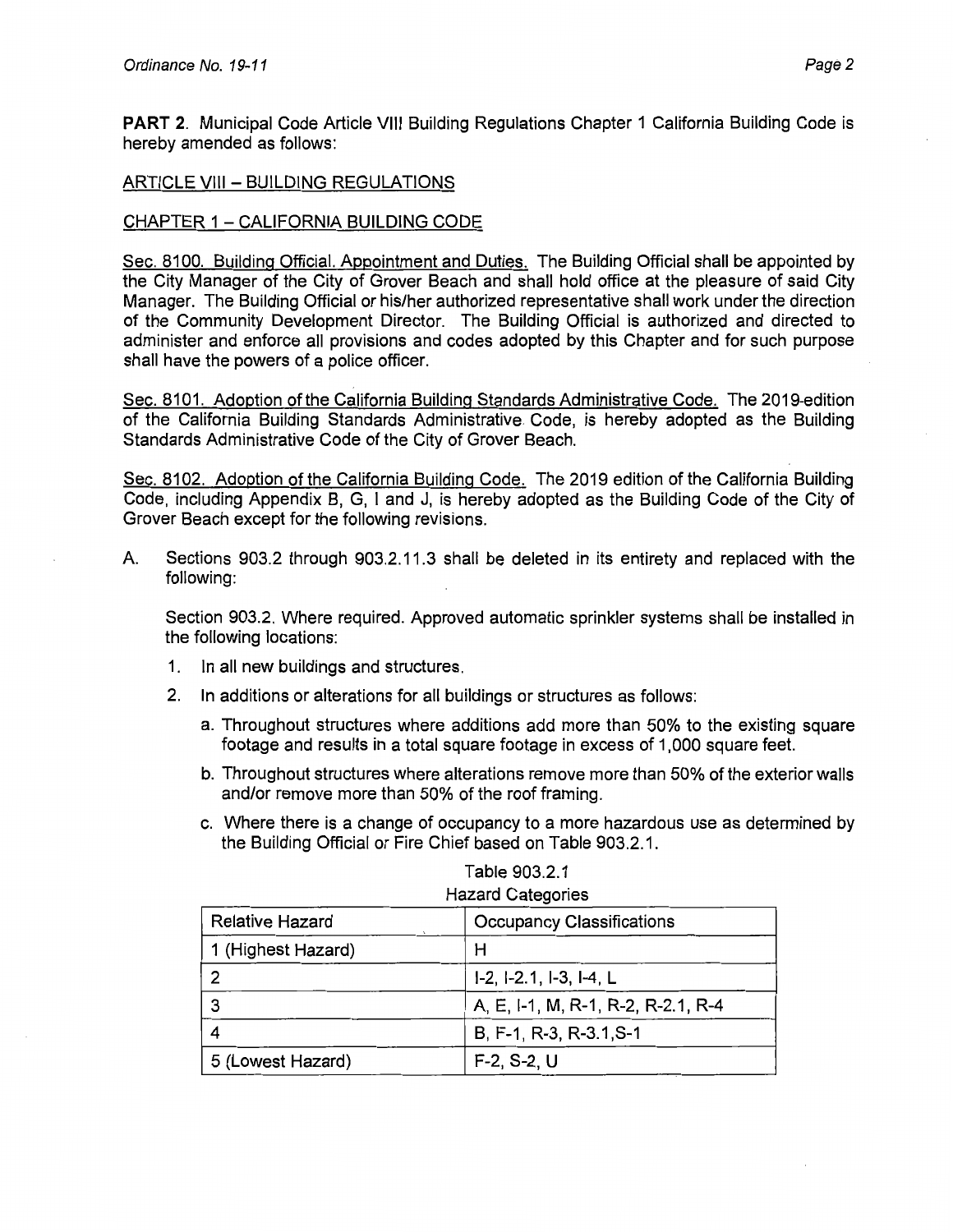**PART 2**. Municipal Code Article VIII Building Regulations Chapter 1 California Building Code is hereby amended as follows:

ARTICLE VIII – BUILDING REGULATIONS

CHAPTER 1 – CALIFORNIA BUILDING CODE

Sec. 8100. Building Official. Appointment and Duties. The Building Official shall be appointed by the City Manager of the City of Grover Beach and shall hold office at the pleasure of said City Manager. The Building Official or his/her authorized representative shall work under the direction of the Community Development Director. The Building Official is authorized and directed to administer and enforce all provisions and codes adopted by this Chapter and for such purpose shall have the powers of a police officer.

Sec. 8101. Adoption of the California Building Standards Administrative Code. The 2019-edition of the California Building Standards Administrative Code, is hereby adopted as the Building Standards Administrative Code of the City of Grover Beach.

Sec. 8102. Adoption of the California Building Code. The 2019 edition of the California Building Code, including Appendix B, G, I and J, is hereby adopted as the Building Code of the City of Grover Beach except for the following revisions.

A. Sections 903.2 through 903.2.11.3 shall be deleted in its entirety and replaced with the following:

   Section 903.2. Where required. Approved automatic sprinkler systems shall be installed in the following locations:

   1. In all new buildings and structures.
   2. In additions or alterations for all buildings or structures as follows:
      a. Throughout structures where additions add more than 50% to the existing square footage and results in a total square footage in excess of 1,000 square feet.
      b. Throughout structures where alterations remove more than 50% of the exterior walls and/or remove more than 50% of the roof framing.
      c. Where there is a change of occupancy to a more hazardous use as determined by the Building Official or Fire Chief based on Table 903.2.1.

Table 903.2.1
Hazard Categories

| Relative Hazard | Occupancy Classifications |
| --- | --- |
| 1 (Highest Hazard) | H |
| 2 | I-2, I-2.1, I-3, I-4, L |
| 3 | A, E, I-1, M, R-1, R-2, R-2.1, R-4 |
| 4 | B, F-1, R-3, R-3.1,S-1 |
| 5 (Lowest Hazard) | F-2, S-2, U |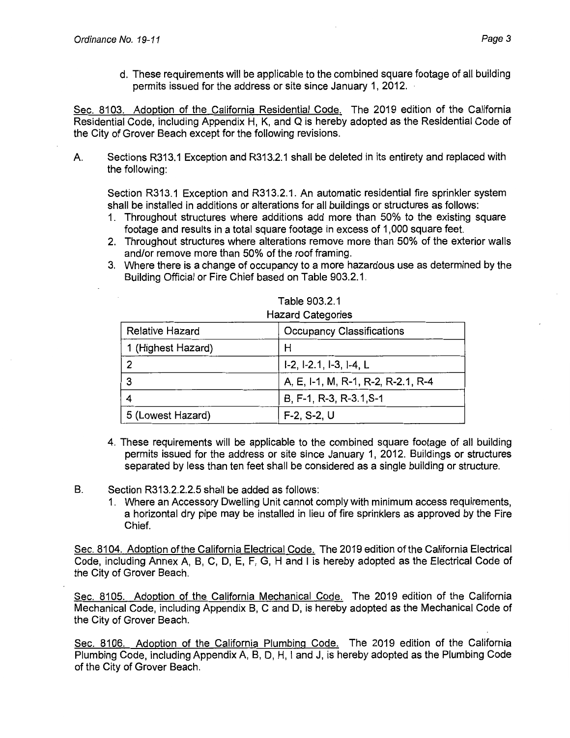d. These requirements will be applicable to the combined square footage of all building permits issued for the address or site since January 1, 2012.

Sec. 8103. Adoption of the California Residential Code. The 2019 edition of the California Residential Code, including Appendix H, K, and Q is hereby adopted as the Residential Code of the City of Grover Beach except for the following revisions.

A. Sections R313.1 Exception and R313.2.1 shall be deleted in its entirety and replaced with the following:

Section R313.1 Exception and R313.2.1. An automatic residential fire sprinkler system shall be installed in additions or alterations for all buildings or structures as follows:

1. Throughout structures where additions add more than 50% to the existing square footage and results in a total square footage in excess of 1,000 square feet.
2. Throughout structures where alterations remove more than 50% of the exterior walls and/or remove more than 50% of the roof framing.
3. Where there is a change of occupancy to a more hazardous use as determined by the Building Official or Fire Chief based on Table 903.2.1.

Table 903.2.1
Hazard Categories

| Relative Hazard | Occupancy Classifications |
|---|---|
| 1 (Highest Hazard) | H |
| 2 | I-2, I-2.1, I-3, I-4, L |
| 3 | A, E, I-1, M, R-1, R-2, R-2.1, R-4 |
| 4 | B, F-1, R-3, R-3.1,S-1 |
| 5 (Lowest Hazard) | F-2, S-2, U |

4. These requirements will be applicable to the combined square footage of all building permits issued for the address or site since January 1, 2012. Buildings or structures separated by less than ten feet shall be considered as a single building or structure.

B. Section R313.2.2.2.5 shall be added as follows:

1. Where an Accessory Dwelling Unit cannot comply with minimum access requirements, a horizontal dry pipe may be installed in lieu of fire sprinklers as approved by the Fire Chief.

Sec. 8104. Adoption of the California Electrical Code. The 2019 edition of the California Electrical Code, including Annex A, B, C, D, E, F, G, H and I is hereby adopted as the Electrical Code of the City of Grover Beach.

Sec. 8105. Adoption of the California Mechanical Code. The 2019 edition of the California Mechanical Code, including Appendix B, C and D, is hereby adopted as the Mechanical Code of the City of Grover Beach.

Sec. 8106. Adoption of the California Plumbing Code. The 2019 edition of the California Plumbing Code, including Appendix A, B, D, H, I and J, is hereby adopted as the Plumbing Code of the City of Grover Beach.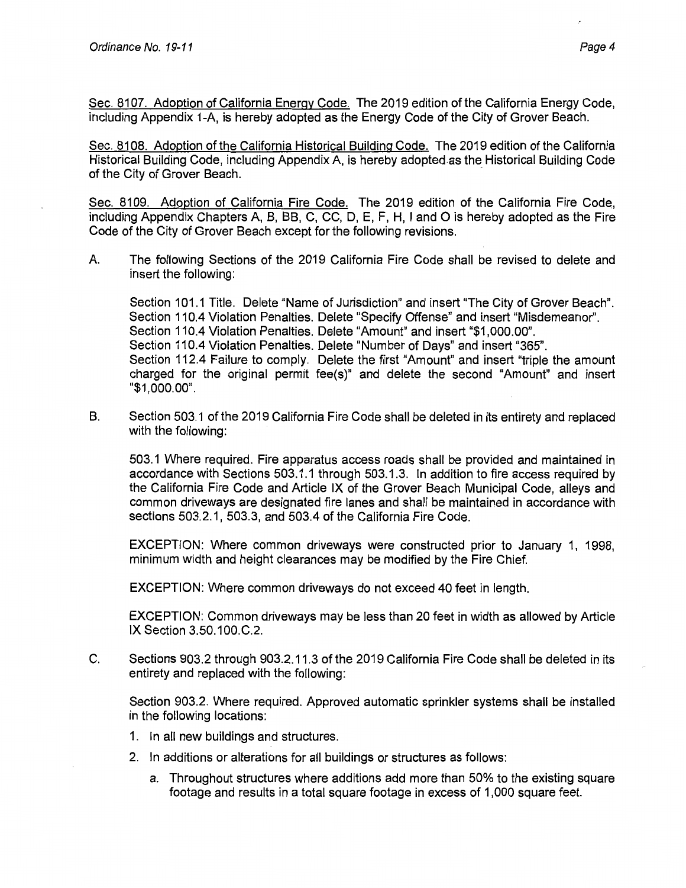Sec. 8107. Adoption of California Energy Code. The 2019 edition of the California Energy Code, including Appendix 1-A, is hereby adopted as the Energy Code of the City of Grover Beach.

Sec. 8108. Adoption of the California Historical Building Code. The 2019 edition of the California Historical Building Code, including Appendix A, is hereby adopted as the Historical Building Code of the City of Grover Beach.

Sec. 8109. Adoption of California Fire Code. The 2019 edition of the California Fire Code, including Appendix Chapters A, B, BB, C, CC, D, E, F, H, I and O is hereby adopted as the Fire Code of the City of Grover Beach except for the following revisions.

A. The following Sections of the 2019 California Fire Code shall be revised to delete and insert the following:

Section 101.1 Title. Delete "Name of Jurisdiction" and insert "The City of Grover Beach".
Section 110.4 Violation Penalties. Delete "Specify Offense" and insert "Misdemeanor".
Section 110.4 Violation Penalties. Delete "Amount" and insert "$1,000.00".
Section 110.4 Violation Penalties. Delete "Number of Days" and insert "365".
Section 112.4 Failure to comply. Delete the first "Amount" and insert "triple the amount charged for the original permit fee(s)" and delete the second "Amount" and insert "$1,000.00".

B. Section 503.1 of the 2019 California Fire Code shall be deleted in its entirety and replaced with the following:

503.1 Where required. Fire apparatus access roads shall be provided and maintained in accordance with Sections 503.1.1 through 503.1.3. In addition to fire access required by the California Fire Code and Article IX of the Grover Beach Municipal Code, alleys and common driveways are designated fire lanes and shall be maintained in accordance with sections 503.2.1, 503.3, and 503.4 of the California Fire Code.

EXCEPTION: Where common driveways were constructed prior to January 1, 1998, minimum width and height clearances may be modified by the Fire Chief.

EXCEPTION: Where common driveways do not exceed 40 feet in length.

EXCEPTION: Common driveways may be less than 20 feet in width as allowed by Article IX Section 3.50.100.C.2.

C. Sections 903.2 through 903.2.11.3 of the 2019 California Fire Code shall be deleted in its entirety and replaced with the following:

Section 903.2. Where required. Approved automatic sprinkler systems shall be installed in the following locations:

1. In all new buildings and structures.
2. In additions or alterations for all buildings or structures as follows:
   a. Throughout structures where additions add more than 50% to the existing square footage and results in a total square footage in excess of 1,000 square feet.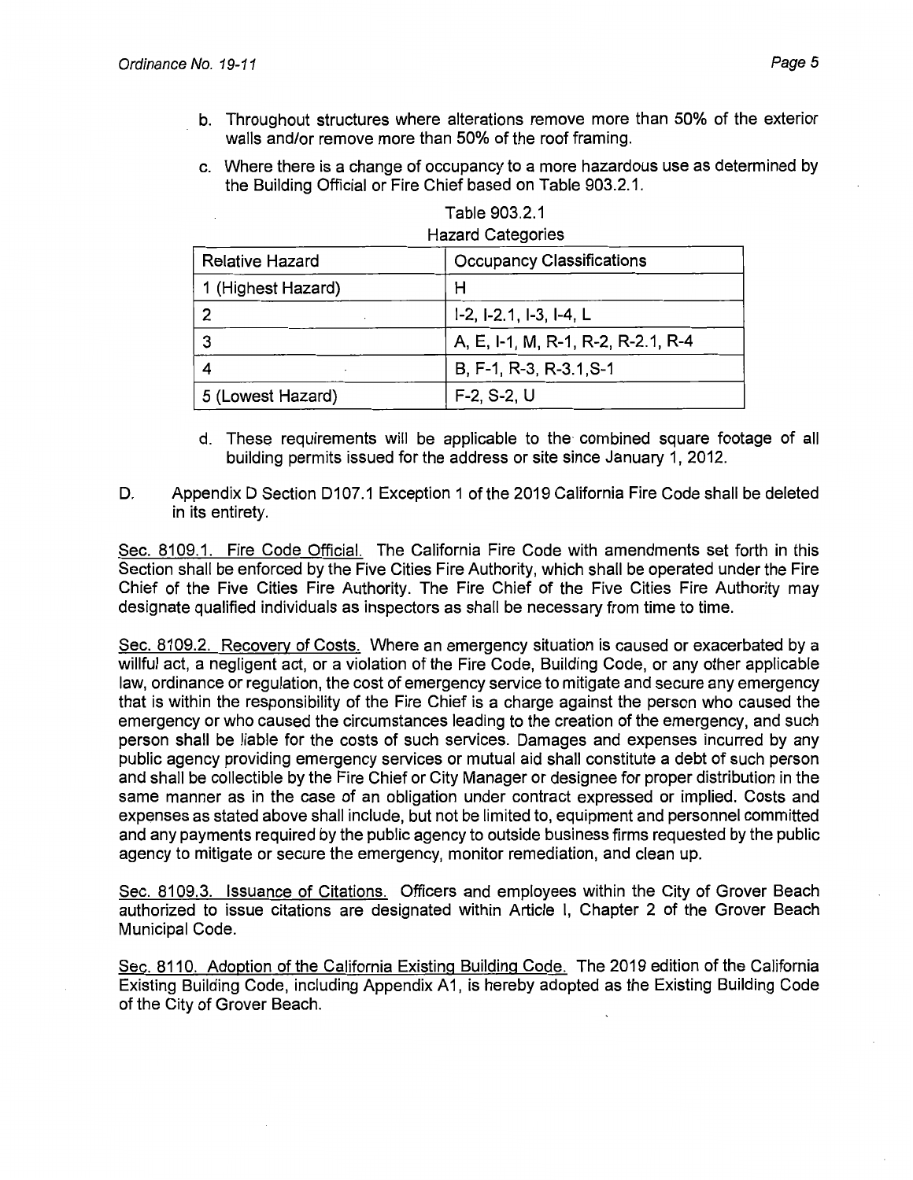b. Throughout structures where alterations remove more than 50% of the exterior walls and/or remove more than 50% of the roof framing.

c. Where there is a change of occupancy to a more hazardous use as determined by the Building Official or Fire Chief based on Table 903.2.1.

Table 903.2.1
Hazard Categories

| Relative Hazard | Occupancy Classifications |
|---|---|
| 1 (Highest Hazard) | H |
| 2 | I-2, I-2.1, I-3, I-4, L |
| 3 | A, E, I-1, M, R-1, R-2, R-2.1, R-4 |
| 4 | B, F-1, R-3, R-3.1,S-1 |
| 5 (Lowest Hazard) | F-2, S-2, U |

d. These requirements will be applicable to the combined square footage of all building permits issued for the address or site since January 1, 2012.

D. Appendix D Section D107.1 Exception 1 of the 2019 California Fire Code shall be deleted in its entirety.

Sec. 8109.1. Fire Code Official. The California Fire Code with amendments set forth in this Section shall be enforced by the Five Cities Fire Authority, which shall be operated under the Fire Chief of the Five Cities Fire Authority. The Fire Chief of the Five Cities Fire Authority may designate qualified individuals as inspectors as shall be necessary from time to time.

Sec. 8109.2. Recovery of Costs. Where an emergency situation is caused or exacerbated by a willful act, a negligent act, or a violation of the Fire Code, Building Code, or any other applicable law, ordinance or regulation, the cost of emergency service to mitigate and secure any emergency that is within the responsibility of the Fire Chief is a charge against the person who caused the emergency or who caused the circumstances leading to the creation of the emergency, and such person shall be liable for the costs of such services. Damages and expenses incurred by any public agency providing emergency services or mutual aid shall constitute a debt of such person and shall be collectible by the Fire Chief or City Manager or designee for proper distribution in the same manner as in the case of an obligation under contract expressed or implied. Costs and expenses as stated above shall include, but not be limited to, equipment and personnel committed and any payments required by the public agency to outside business firms requested by the public agency to mitigate or secure the emergency, monitor remediation, and clean up.

Sec. 8109.3. Issuance of Citations. Officers and employees within the City of Grover Beach authorized to issue citations are designated within Article I, Chapter 2 of the Grover Beach Municipal Code.

Sec. 8110. Adoption of the California Existing Building Code. The 2019 edition of the California Existing Building Code, including Appendix A1, is hereby adopted as the Existing Building Code of the City of Grover Beach.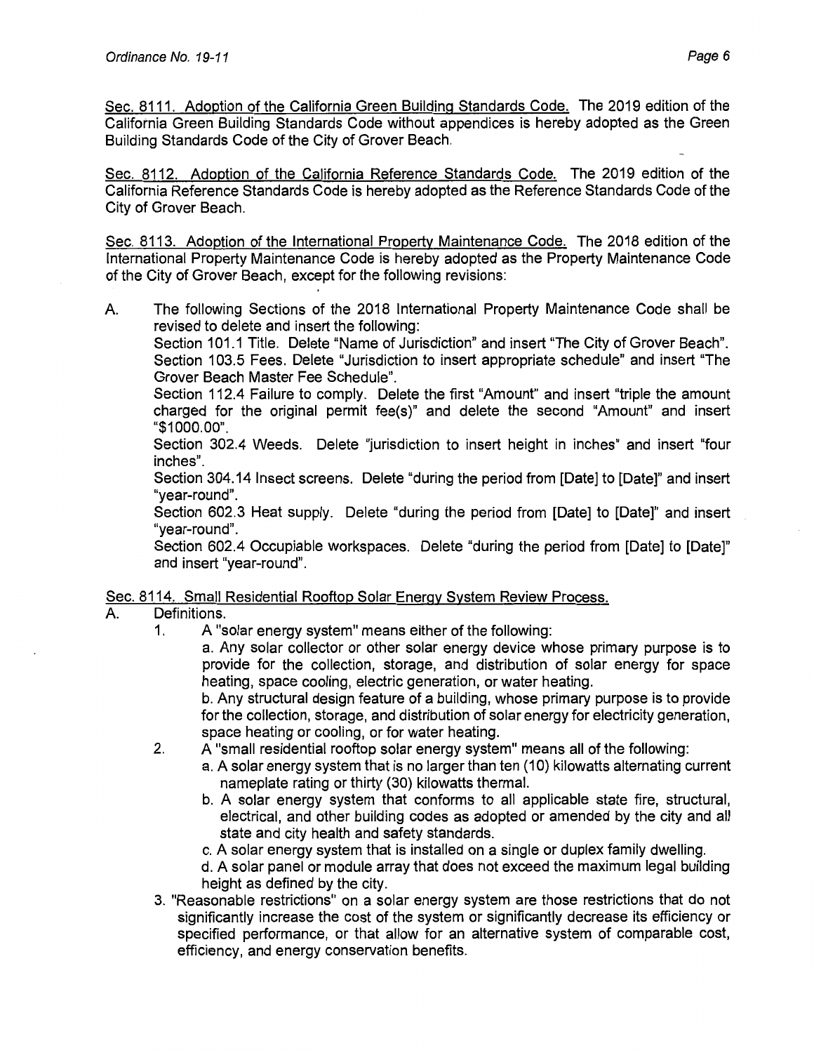Sec. 8111. Adoption of the California Green Building Standards Code. The 2019 edition of the California Green Building Standards Code without appendices is hereby adopted as the Green Building Standards Code of the City of Grover Beach.

Sec. 8112. Adoption of the California Reference Standards Code. The 2019 edition of the California Reference Standards Code is hereby adopted as the Reference Standards Code of the City of Grover Beach.

Sec. 8113. Adoption of the International Property Maintenance Code. The 2018 edition of the International Property Maintenance Code is hereby adopted as the Property Maintenance Code of the City of Grover Beach, except for the following revisions:

A. The following Sections of the 2018 International Property Maintenance Code shall be revised to delete and insert the following:
   Section 101.1 Title. Delete "Name of Jurisdiction" and insert "The City of Grover Beach".
   Section 103.5 Fees. Delete "Jurisdiction to insert appropriate schedule" and insert "The Grover Beach Master Fee Schedule".
   Section 112.4 Failure to comply. Delete the first "Amount" and insert "triple the amount charged for the original permit fee(s)" and delete the second "Amount" and insert "$1000.00".
   Section 302.4 Weeds. Delete "jurisdiction to insert height in inches" and insert "four inches".
   Section 304.14 Insect screens. Delete "during the period from [Date] to [Date]" and insert "year-round".
   Section 602.3 Heat supply. Delete "during the period from [Date] to [Date]" and insert "year-round".
   Section 602.4 Occupiable workspaces. Delete "during the period from [Date] to [Date]" and insert "year-round".

Sec. 8114. Small Residential Rooftop Solar Energy System Review Process.

A. Definitions.
   1. A "solar energy system" means either of the following:
      a. Any solar collector or other solar energy device whose primary purpose is to provide for the collection, storage, and distribution of solar energy for space heating, space cooling, electric generation, or water heating.
      b. Any structural design feature of a building, whose primary purpose is to provide for the collection, storage, and distribution of solar energy for electricity generation, space heating or cooling, or for water heating.
   2. A "small residential rooftop solar energy system" means all of the following:
      a. A solar energy system that is no larger than ten (10) kilowatts alternating current nameplate rating or thirty (30) kilowatts thermal.
      b. A solar energy system that conforms to all applicable state fire, structural, electrical, and other building codes as adopted or amended by the city and all state and city health and safety standards.
      c. A solar energy system that is installed on a single or duplex family dwelling.
      d. A solar panel or module array that does not exceed the maximum legal building height as defined by the city.
   3. "Reasonable restrictions" on a solar energy system are those restrictions that do not significantly increase the cost of the system or significantly decrease its efficiency or specified performance, or that allow for an alternative system of comparable cost, efficiency, and energy conservation benefits.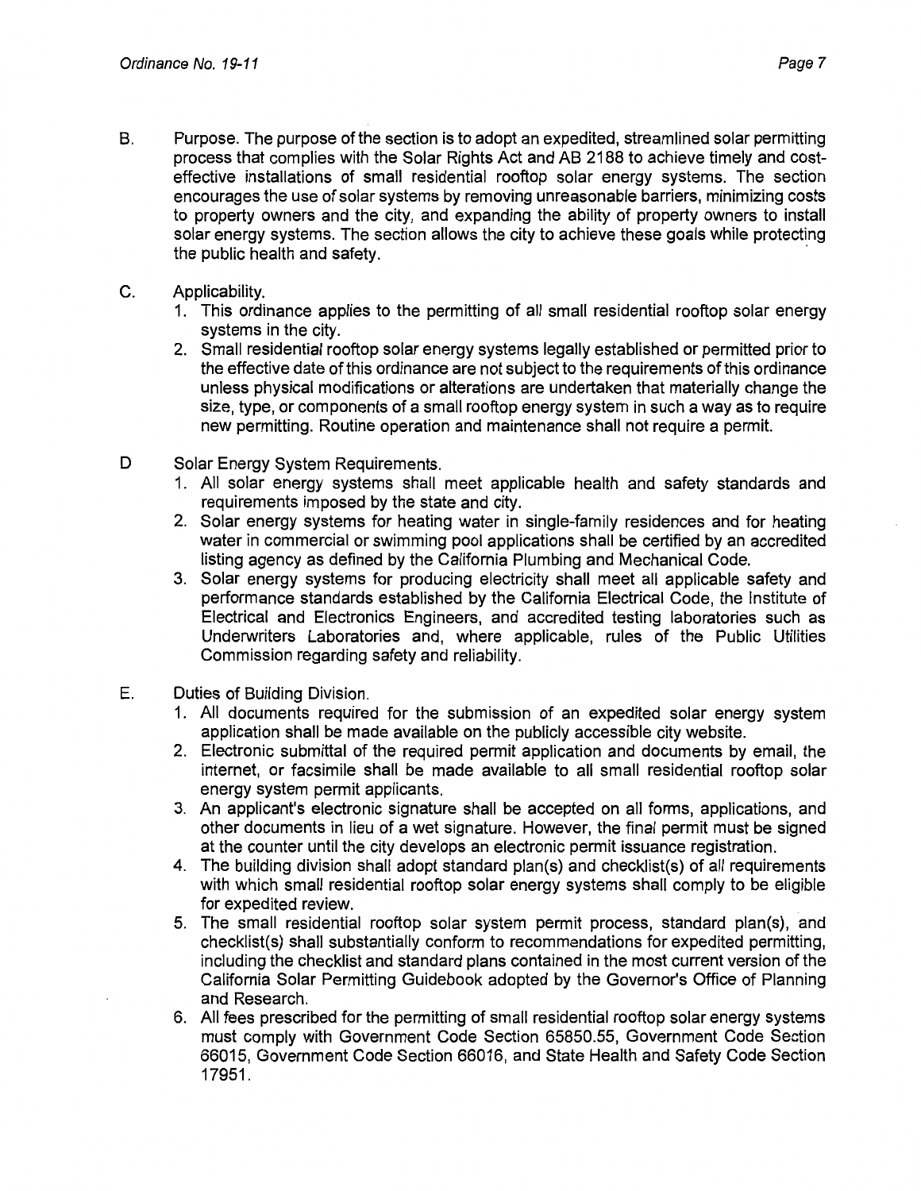B. Purpose. The purpose of the section is to adopt an expedited, streamlined solar permitting process that complies with the Solar Rights Act and AB 2188 to achieve timely and cost-effective installations of small residential rooftop solar energy systems. The section encourages the use of solar systems by removing unreasonable barriers, minimizing costs to property owners and the city, and expanding the ability of property owners to install solar energy systems. The section allows the city to achieve these goals while protecting the public health and safety.

C. Applicability.

1. This ordinance applies to the permitting of all small residential rooftop solar energy systems in the city.
2. Small residential rooftop solar energy systems legally established or permitted prior to the effective date of this ordinance are not subject to the requirements of this ordinance unless physical modifications or alterations are undertaken that materially change the size, type, or components of a small rooftop energy system in such a way as to require new permitting. Routine operation and maintenance shall not require a permit.

D Solar Energy System Requirements.

1. All solar energy systems shall meet applicable health and safety standards and requirements imposed by the state and city.
2. Solar energy systems for heating water in single-family residences and for heating water in commercial or swimming pool applications shall be certified by an accredited listing agency as defined by the California Plumbing and Mechanical Code.
3. Solar energy systems for producing electricity shall meet all applicable safety and performance standards established by the California Electrical Code, the Institute of Electrical and Electronics Engineers, and accredited testing laboratories such as Underwriters Laboratories and, where applicable, rules of the Public Utilities Commission regarding safety and reliability.

E. Duties of Building Division.

1. All documents required for the submission of an expedited solar energy system application shall be made available on the publicly accessible city website.
2. Electronic submittal of the required permit application and documents by email, the internet, or facsimile shall be made available to all small residential rooftop solar energy system permit applicants.
3. An applicant's electronic signature shall be accepted on all forms, applications, and other documents in lieu of a wet signature. However, the final permit must be signed at the counter until the city develops an electronic permit issuance registration.
4. The building division shall adopt standard plan(s) and checklist(s) of all requirements with which small residential rooftop solar energy systems shall comply to be eligible for expedited review.
5. The small residential rooftop solar system permit process, standard plan(s), and checklist(s) shall substantially conform to recommendations for expedited permitting, including the checklist and standard plans contained in the most current version of the California Solar Permitting Guidebook adopted by the Governor's Office of Planning and Research.
6. All fees prescribed for the permitting of small residential rooftop solar energy systems must comply with Government Code Section 65850.55, Government Code Section 66015, Government Code Section 66016, and State Health and Safety Code Section 17951.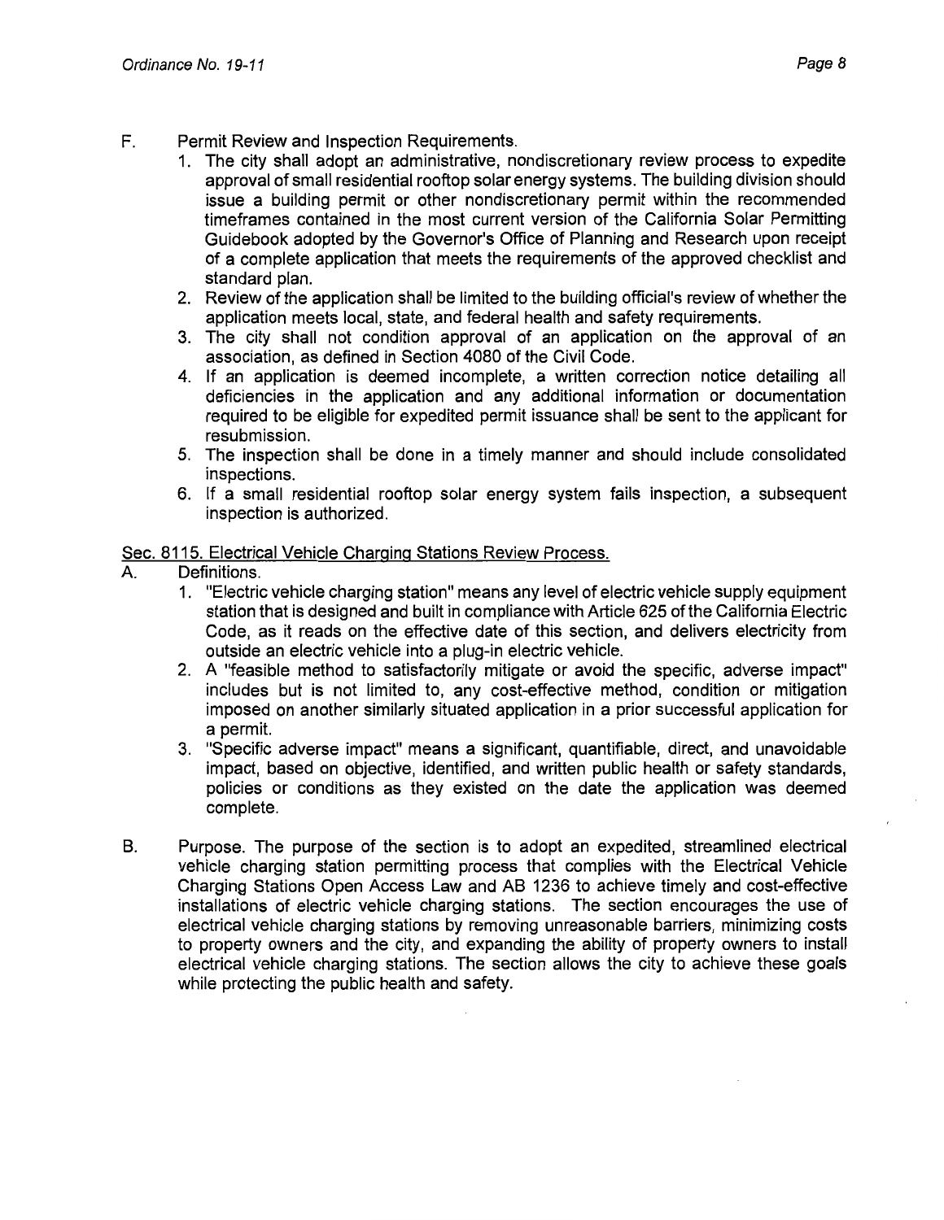F. Permit Review and Inspection Requirements.

1. The city shall adopt an administrative, nondiscretionary review process to expedite approval of small residential rooftop solar energy systems. The building division should issue a building permit or other nondiscretionary permit within the recommended timeframes contained in the most current version of the California Solar Permitting Guidebook adopted by the Governor's Office of Planning and Research upon receipt of a complete application that meets the requirements of the approved checklist and standard plan.
2. Review of the application shall be limited to the building official's review of whether the application meets local, state, and federal health and safety requirements.
3. The city shall not condition approval of an application on the approval of an association, as defined in Section 4080 of the Civil Code.
4. If an application is deemed incomplete, a written correction notice detailing all deficiencies in the application and any additional information or documentation required to be eligible for expedited permit issuance shall be sent to the applicant for resubmission.
5. The inspection shall be done in a timely manner and should include consolidated inspections.
6. If a small residential rooftop solar energy system fails inspection, a subsequent inspection is authorized.

Sec. 8115. Electrical Vehicle Charging Stations Review Process.

A. Definitions.

1. "Electric vehicle charging station" means any level of electric vehicle supply equipment station that is designed and built in compliance with Article 625 of the California Electric Code, as it reads on the effective date of this section, and delivers electricity from outside an electric vehicle into a plug-in electric vehicle.
2. A "feasible method to satisfactorily mitigate or avoid the specific, adverse impact" includes but is not limited to, any cost-effective method, condition or mitigation imposed on another similarly situated application in a prior successful application for a permit.
3. "Specific adverse impact" means a significant, quantifiable, direct, and unavoidable impact, based on objective, identified, and written public health or safety standards, policies or conditions as they existed on the date the application was deemed complete.

B. Purpose. The purpose of the section is to adopt an expedited, streamlined electrical vehicle charging station permitting process that complies with the Electrical Vehicle Charging Stations Open Access Law and AB 1236 to achieve timely and cost-effective installations of electric vehicle charging stations. The section encourages the use of electrical vehicle charging stations by removing unreasonable barriers, minimizing costs to property owners and the city, and expanding the ability of property owners to install electrical vehicle charging stations. The section allows the city to achieve these goals while protecting the public health and safety.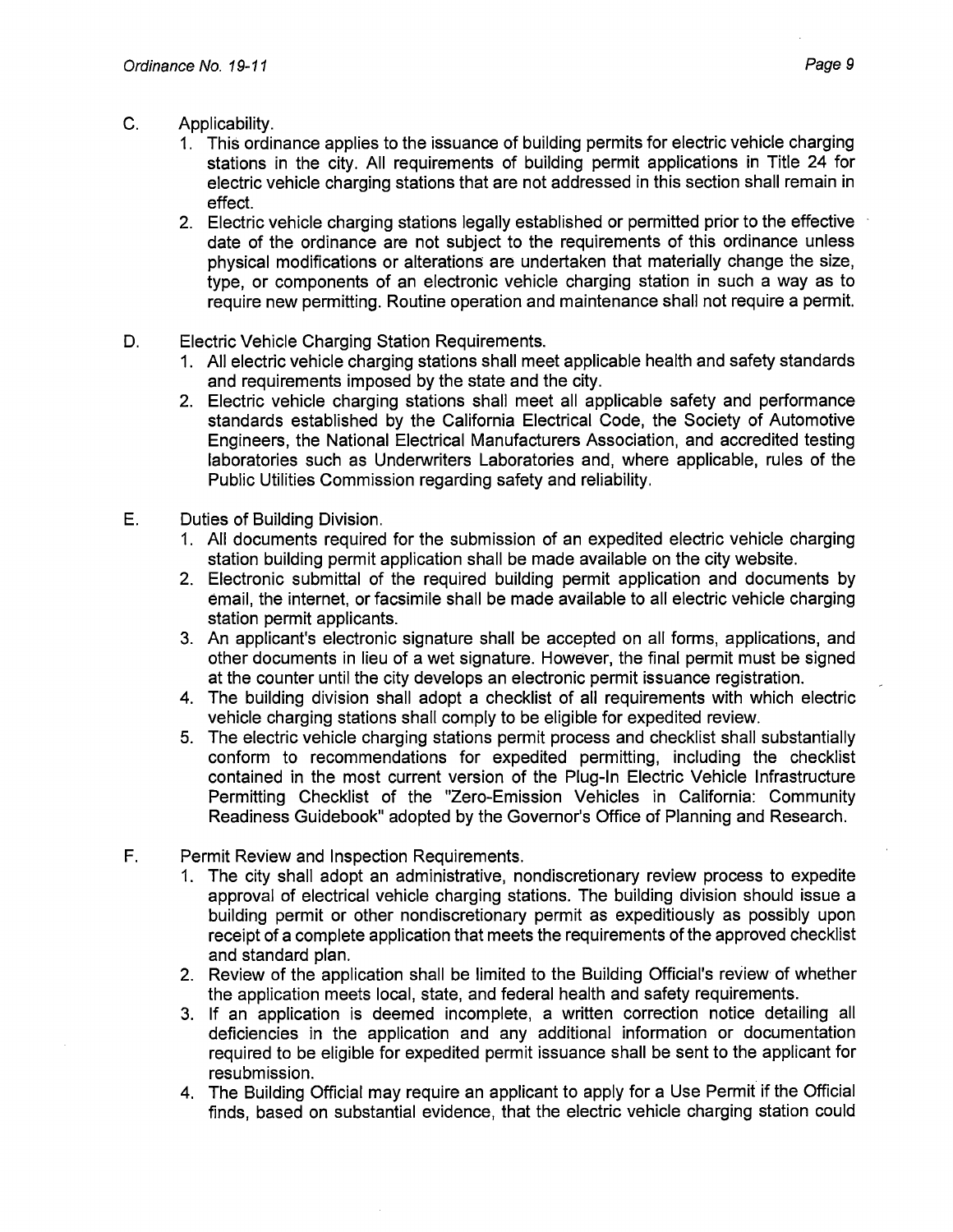C. Applicability.

1. This ordinance applies to the issuance of building permits for electric vehicle charging stations in the city. All requirements of building permit applications in Title 24 for electric vehicle charging stations that are not addressed in this section shall remain in effect.
2. Electric vehicle charging stations legally established or permitted prior to the effective date of the ordinance are not subject to the requirements of this ordinance unless physical modifications or alterations are undertaken that materially change the size, type, or components of an electronic vehicle charging station in such a way as to require new permitting. Routine operation and maintenance shall not require a permit.

D. Electric Vehicle Charging Station Requirements.

1. All electric vehicle charging stations shall meet applicable health and safety standards and requirements imposed by the state and the city.
2. Electric vehicle charging stations shall meet all applicable safety and performance standards established by the California Electrical Code, the Society of Automotive Engineers, the National Electrical Manufacturers Association, and accredited testing laboratories such as Underwriters Laboratories and, where applicable, rules of the Public Utilities Commission regarding safety and reliability.

E. Duties of Building Division.

1. All documents required for the submission of an expedited electric vehicle charging station building permit application shall be made available on the city website.
2. Electronic submittal of the required building permit application and documents by email, the internet, or facsimile shall be made available to all electric vehicle charging station permit applicants.
3. An applicant's electronic signature shall be accepted on all forms, applications, and other documents in lieu of a wet signature. However, the final permit must be signed at the counter until the city develops an electronic permit issuance registration.
4. The building division shall adopt a checklist of all requirements with which electric vehicle charging stations shall comply to be eligible for expedited review.
5. The electric vehicle charging stations permit process and checklist shall substantially conform to recommendations for expedited permitting, including the checklist contained in the most current version of the Plug-In Electric Vehicle Infrastructure Permitting Checklist of the "Zero-Emission Vehicles in California: Community Readiness Guidebook" adopted by the Governor's Office of Planning and Research.

F. Permit Review and Inspection Requirements.

1. The city shall adopt an administrative, nondiscretionary review process to expedite approval of electrical vehicle charging stations. The building division should issue a building permit or other nondiscretionary permit as expeditiously as possibly upon receipt of a complete application that meets the requirements of the approved checklist and standard plan.
2. Review of the application shall be limited to the Building Official's review of whether the application meets local, state, and federal health and safety requirements.
3. If an application is deemed incomplete, a written correction notice detailing all deficiencies in the application and any additional information or documentation required to be eligible for expedited permit issuance shall be sent to the applicant for resubmission.
4. The Building Official may require an applicant to apply for a Use Permit if the Official finds, based on substantial evidence, that the electric vehicle charging station could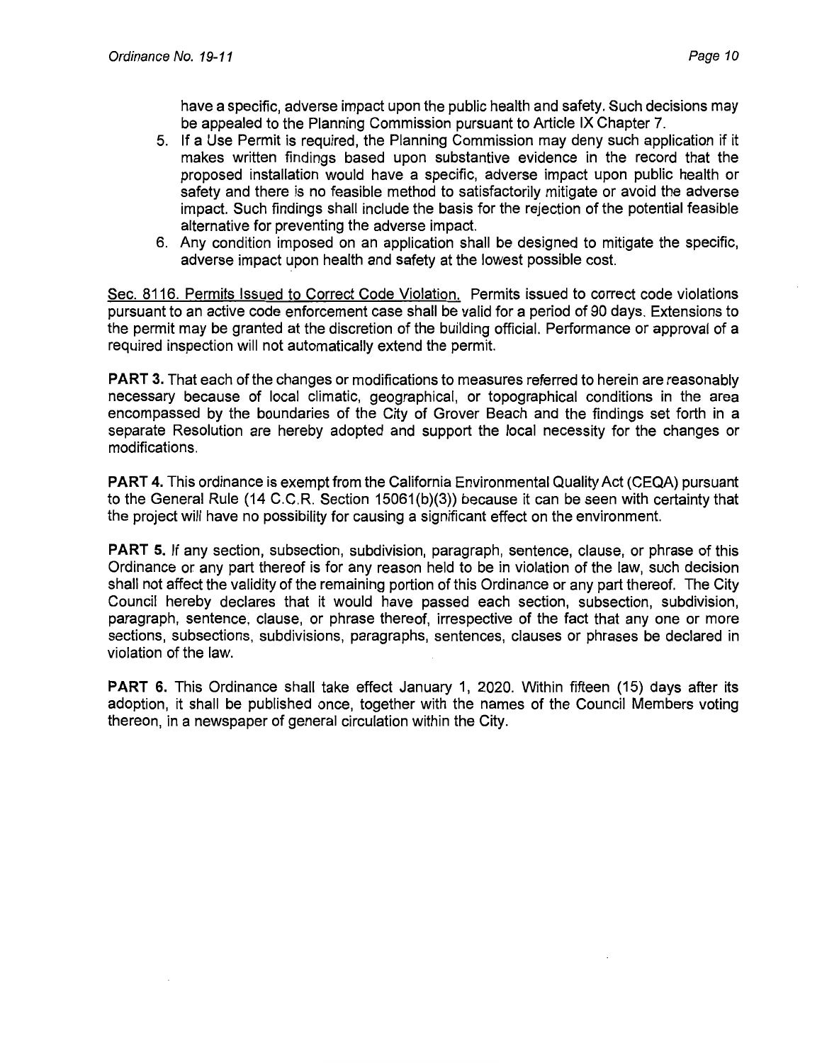have a specific, adverse impact upon the public health and safety. Such decisions may be appealed to the Planning Commission pursuant to Article IX Chapter 7.

5. If a Use Permit is required, the Planning Commission may deny such application if it makes written findings based upon substantive evidence in the record that the proposed installation would have a specific, adverse impact upon public health or safety and there is no feasible method to satisfactorily mitigate or avoid the adverse impact. Such findings shall include the basis for the rejection of the potential feasible alternative for preventing the adverse impact.
6. Any condition imposed on an application shall be designed to mitigate the specific, adverse impact upon health and safety at the lowest possible cost.

Sec. 8116. Permits Issued to Correct Code Violation. Permits issued to correct code violations pursuant to an active code enforcement case shall be valid for a period of 90 days. Extensions to the permit may be granted at the discretion of the building official. Performance or approval of a required inspection will not automatically extend the permit.

**PART 3.** That each of the changes or modifications to measures referred to herein are reasonably necessary because of local climatic, geographical, or topographical conditions in the area encompassed by the boundaries of the City of Grover Beach and the findings set forth in a separate Resolution are hereby adopted and support the local necessity for the changes or modifications.

**PART 4.** This ordinance is exempt from the California Environmental Quality Act (CEQA) pursuant to the General Rule (14 C.C.R. Section 15061(b)(3)) because it can be seen with certainty that the project will have no possibility for causing a significant effect on the environment.

**PART 5.** If any section, subsection, subdivision, paragraph, sentence, clause, or phrase of this Ordinance or any part thereof is for any reason held to be in violation of the law, such decision shall not affect the validity of the remaining portion of this Ordinance or any part thereof. The City Council hereby declares that it would have passed each section, subsection, subdivision, paragraph, sentence, clause, or phrase thereof, irrespective of the fact that any one or more sections, subsections, subdivisions, paragraphs, sentences, clauses or phrases be declared in violation of the law.

**PART 6.** This Ordinance shall take effect January 1, 2020. Within fifteen (15) days after its adoption, it shall be published once, together with the names of the Council Members voting thereon, in a newspaper of general circulation within the City.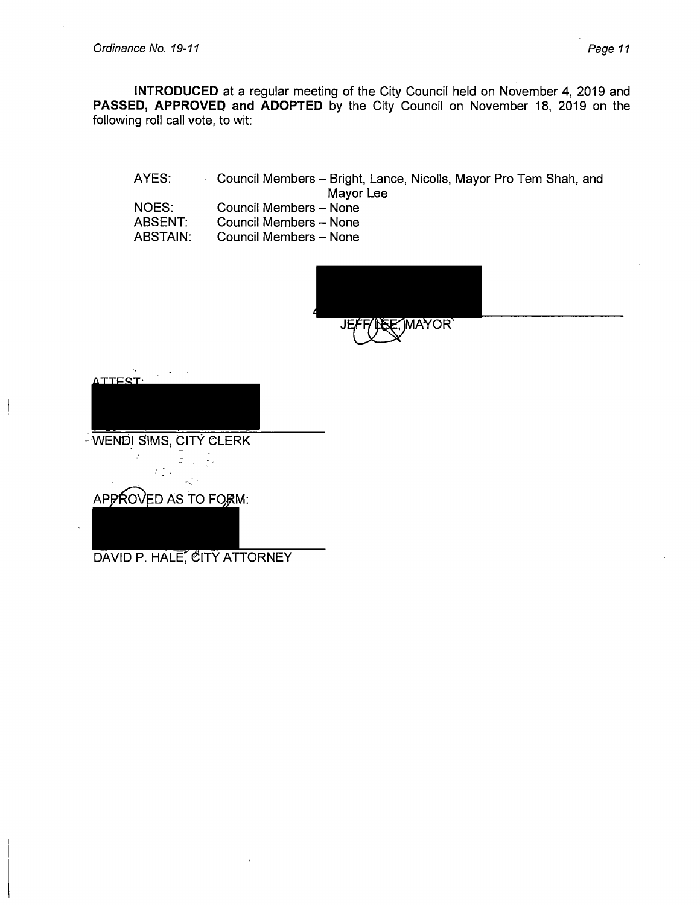**INTRODUCED** at a regular meeting of the City Council held on November 4, 2019 and **PASSED, APPROVED and ADOPTED** by the City Council on November 18, 2019 on the following roll call vote, to wit:

| | |
|---|---|
| AYES: | Council Members – Bright, Lance, Nicolls, Mayor Pro Tem Shah, and Mayor Lee |
| NOES: | Council Members – None |
| ABSENT: | Council Members – None |
| ABSTAIN: | Council Members – None |

JEFF LEE, MAYOR

ATTEST:

WENDI SIMS, CITY CLERK

APPROVED AS TO FORM:

DAVID P. HALE, CITY ATTORNEY